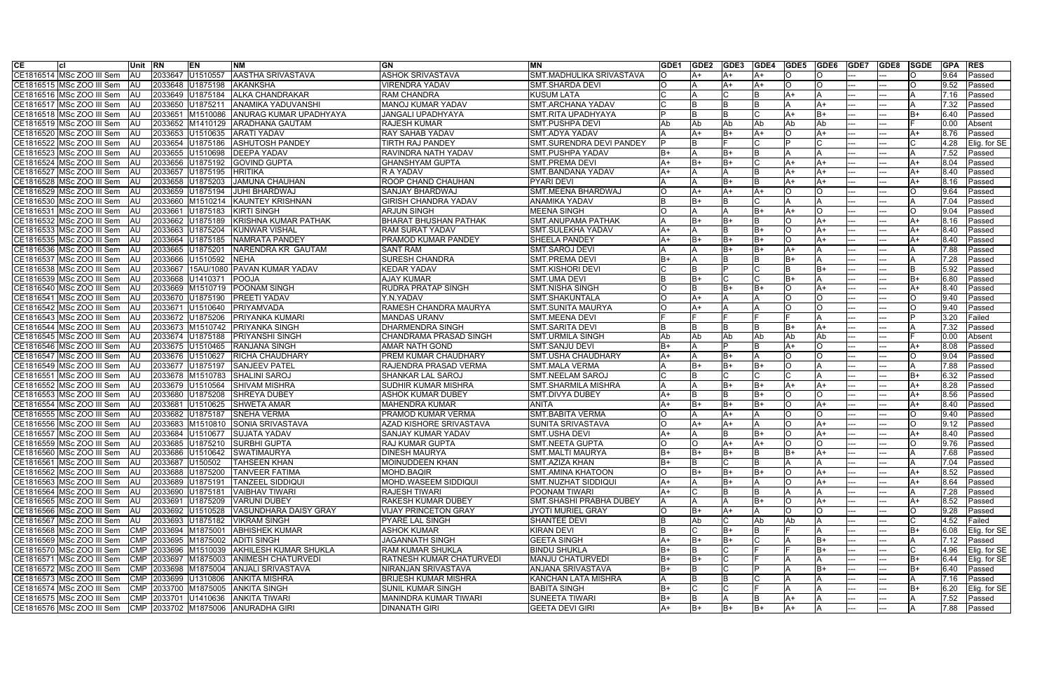| CE | cl | Unit | RN | EN | NM | GN | MN | GDE1 | GDE2 | GDE3 | GDE4 | GDE5 | GDE6 | GDE7 | GDE8 | SGDE | GPA | RES |
|---|---|---|---|---|---|---|---|---|---|---|---|---|---|---|---|---|---|---|
| CE1816514 | MSc ZOO III Sem | AU | 2033647 | U1510557 | AASTHA SRIVASTAVA | ASHOK SRIVASTAVA | SMT.MADHULIKA SRIVASTAVA | O | A+ | A+ | A+ | O | O | --- | --- | O | 9.64 | Passed |
| CE1816515 | MSc ZOO III Sem | AU | 2033648 | U1875198 | AKANKSHA | VIRENDRA YADAV | SMT.SHARDA DEVI | O | A | A+ | A+ | O | O | --- | --- | O | 9.52 | Passed |
| CE1816516 | MSc ZOO III Sem | AU | 2033649 | U1875184 | ALKA CHANDRAKAR | RAM CHANDRA | KUSUM LATA | C | A | C | B | A+ | A | --- | --- | A | 7.16 | Passed |
| CE1816517 | MSc ZOO III Sem | AU | 2033650 | U1875211 | ANAMIKA YADUVANSHI | MANOJ KUMAR YADAV | SMT.ARCHANA YADAV | C | B | B | B | A | A+ | --- | --- | A | 7.32 | Passed |
| CE1816518 | MSc ZOO III Sem | AU | 2033651 | M1510086 | ANURAG KUMAR UPADHYAYA | JANGALI UPADHYAYA | SMT.RITA UPADHYAYA | P | B | B | C | A+ | B+ | --- | --- | B+ | 6.40 | Passed |
| CE1816519 | MSc ZOO III Sem | AU | 2033652 | M1410129 | ARADHANA GAUTAM | RAJESH KUMAR | SMT.PUSHPA DEVI | Ab | Ab | Ab | Ab | Ab | Ab | --- | --- | F | 0.00 | Absent |
| CE1816520 | MSc ZOO III Sem | AU | 2033653 | U1510635 | ARATI YADAV | RAY SAHAB YADAV | SMT.ADYA YADAV | A | A+ | B+ | A+ | O | A+ | --- | --- | A+ | 8.76 | Passed |
| CE1816522 | MSc ZOO III Sem | AU | 2033654 | U1875186 | ASHUTOSH PANDEY | TIRTH RAJ PANDEY | SMT.SURENDRA DEVI PANDEY | P | B | F | C | P | C | --- | --- | C | 4.28 | Elig. for SE |
| CE1816523 | MSc ZOO III Sem | AU | 2033655 | U1510698 | DEEPA YADAV | RAVINDRA NATH YADAV | SMT.PUSHPA YADAV | B+ | A | B+ | B | A | A | --- | --- | A | 7.52 | Passed |
| CE1816524 | MSc ZOO III Sem | AU | 2033656 | U1875192 | GOVIND GUPTA | GHANSHYAM GUPTA | SMT.PREMA DEVI | A+ | B+ | B+ | C | A+ | A+ | --- | --- | A+ | 8.04 | Passed |
| CE1816527 | MSc ZOO III Sem | AU | 2033657 | U1875195 | HRITIKA | R A YADAV | SMT.BANDANA YADAV | A+ | A | A | B | A+ | A+ | --- | --- | A+ | 8.40 | Passed |
| CE1816528 | MSc ZOO III Sem | AU | 2033658 | U1875203 | JAMUNA CHAUHAN | ROOP CHAND CHAUHAN | PYARI DEVI | A | A | B+ | B | A+ | A+ | --- | --- | A+ | 8.16 | Passed |
| CE1816529 | MSc ZOO III Sem | AU | 2033659 | U1875194 | JUHI BHARDWAJ | SANJAY BHARDWAJ | SMT.MEENA BHARDWAJ | O | A+ | A+ | A+ | O | O | --- | --- | O | 9.64 | Passed |
| CE1816530 | MSc ZOO III Sem | AU | 2033660 | M1510214 | KAUNTEY KRISHNAN | GIRISH CHANDRA YADAV | ANAMIKA YADAV | B | B+ | B | C | A | A | --- | --- | A | 7.04 | Passed |
| CE1816531 | MSc ZOO III Sem | AU | 2033661 | U1875183 | KIRTI SINGH | ARJUN SINGH | MEENA SINGH | O | A | A | B+ | A+ | O | --- | --- | O | 9.04 | Passed |
| CE1816532 | MSc ZOO III Sem | AU | 2033662 | U1875189 | KRISHNA KUMAR PATHAK | BHARAT BHUSHAN PATHAK | SMT.ANUPAMA PATHAK | A | B+ | B+ | B | O | A+ | --- | --- | A+ | 8.16 | Passed |
| CE1816533 | MSc ZOO III Sem | AU | 2033663 | U1875204 | KUNWAR VISHAL | RAM SURAT YADAV | SMT.SULEKHA YADAV | A+ | A | B | B+ | O | A+ | --- | --- | A+ | 8.40 | Passed |
| CE1816535 | MSc ZOO III Sem | AU | 2033664 | U1875185 | NAMRATA PANDEY | PRAMOD KUMAR PANDEY | SHEELA PANDEY | A+ | B+ | B+ | B+ | O | A+ | --- | --- | A+ | 8.40 | Passed |
| CE1816536 | MSc ZOO III Sem | AU | 2033665 | U1875201 | NARENDRA KR GAUTAM | SANT RAM | SMT.SAROJ DEVI | A | A | B+ | B+ | A+ | A | --- | --- | A | 7.88 | Passed |
| CE1816537 | MSc ZOO III Sem | AU | 2033666 | U1510592 | NEHA | SURESH CHANDRA | SMT.PREMA DEVI | B+ | A | B | B | B+ | A | --- | --- | A | 7.28 | Passed |
| CE1816538 | MSc ZOO III Sem | AU | 2033667 | 15AU/1080 | PAVAN KUMAR YADAV | KEDAR YADAV | SMT.KISHORI DEVI | C | B | P | C | B | B+ | --- | --- | B | 5.92 | Passed |
| CE1816539 | MSc ZOO III Sem | AU | 2033668 | U1410371 | POOJA | AJAY KUMAR | SMT.UMA DEVI | B | B+ | C | C | B+ | A | --- | --- | B+ | 6.80 | Passed |
| CE1816540 | MSc ZOO III Sem | AU | 2033669 | M1510719 | POONAM SINGH | RUDRA PRATAP SINGH | SMT.NISHA SINGH | O | B | B+ | B+ | O | A+ | --- | --- | A+ | 8.40 | Passed |
| CE1816541 | MSc ZOO III Sem | AU | 2033670 | U1875190 | PREETI YADAV | Y.N.YADAV | SMT.SHAKUNTALA | O | A+ | A | A | O | O | --- | --- | O | 9.40 | Passed |
| CE1816542 | MSc ZOO III Sem | AU | 2033671 | U1510640 | PRIYAMVADA | RAMESH CHANDRA MAURYA | SMT.SUNITA MAURYA | O | A+ | A | A | O | O | --- | --- | O | 9.40 | Passed |
| CE1816543 | MSc ZOO III Sem | AU | 2033672 | U1875206 | PRIYANKA KUMARI | MANDAS URANV | SMT.MEENA DEVI | F | F | F | F | F | A | --- | --- | P | 3.20 | Failed |
| CE1816544 | MSc ZOO III Sem | AU | 2033673 | M1510742 | PRIYANKA SINGH | DHARMENDRA SINGH | SMT.SARITA DEVI | B | B | B | B | B+ | A+ | --- | --- | A | 7.32 | Passed |
| CE1816545 | MSc ZOO III Sem | AU | 2033674 | U1875188 | PRIYANSHI SINGH | CHANDRAMA PRASAD SINGH | SMT.URMILA SINGH | Ab | Ab | Ab | Ab | Ab | Ab | --- | --- | F | 0.00 | Absent |
| CE1816546 | MSc ZOO III Sem | AU | 2033675 | U1510465 | RANJANA SINGH | AMAR NATH GOND | SMT.SANJU DEVI | B+ | A | P | B | A+ | O | --- | --- | A+ | 8.08 | Passed |
| CE1816547 | MSc ZOO III Sem | AU | 2033676 | U1510627 | RICHA CHAUDHARY | PREM KUMAR CHAUDHARY | SMT.USHA CHAUDHARY | A+ | A | B+ | A | O | O | --- | --- | O | 9.04 | Passed |
| CE1816549 | MSc ZOO III Sem | AU | 2033677 | U1875197 | SANJEEV PATEL | RAJENDRA PRASAD VERMA | SMT.MALA VERMA | A | B+ | B+ | B+ | O | A | --- | --- | A | 7.88 | Passed |
| CE1816551 | MSc ZOO III Sem | AU | 2033678 | M1510783 | SHALINI SAROJ | SHANKAR LAL SAROJ | SMT.NEELAM SAROJ | C | B | C | C | C | A | --- | --- | B+ | 6.32 | Passed |
| CE1816552 | MSc ZOO III Sem | AU | 2033679 | U1510564 | SHIVAM MISHRA | SUDHIR KUMAR MISHRA | SMT.SHARMILA MISHRA | A | A | B+ | B+ | A+ | A+ | --- | --- | A+ | 8.28 | Passed |
| CE1816553 | MSc ZOO III Sem | AU | 2033680 | U1875208 | SHREYA DUBEY | ASHOK KUMAR DUBEY | SMT.DIVYA DUBEY | A+ | B | B | B+ | O | O | --- | --- | A+ | 8.56 | Passed |
| CE1816554 | MSc ZOO III Sem | AU | 2033681 | U1510625 | SHWETA AMAR | MAHENDRA KUMAR | ANITA | A+ | B+ | B+ | B+ | O | A+ | --- | --- | A+ | 8.40 | Passed |
| CE1816555 | MSc ZOO III Sem | AU | 2033682 | U1875187 | SNEHA VERMA | PRAMOD KUMAR VERMA | SMT.BABITA VERMA | O | A | A+ | A | O | O | --- | --- | O | 9.40 | Passed |
| CE1816556 | MSc ZOO III Sem | AU | 2033683 | M1510810 | SONIA SRIVASTAVA | AZAD KISHORE SRIVASTAVA | SUNITA SRIVASTAVA | O | A+ | A+ | A | O | A+ | --- | --- | O | 9.12 | Passed |
| CE1816557 | MSc ZOO III Sem | AU | 2033684 | U1510677 | SUJATA YADAV | SANJAY KUMAR YADAV | SMT.USHA DEVI | A+ | A | B | B+ | O | A+ | --- | --- | A+ | 8.40 | Passed |
| CE1816559 | MSc ZOO III Sem | AU | 2033685 | U1875210 | SURBHI GUPTA | RAJ KUMAR GUPTA | SMT.NEETA GUPTA | O | O | A+ | A+ | O | O | --- | --- | O | 9.76 | Passed |
| CE1816560 | MSc ZOO III Sem | AU | 2033686 | U1510642 | SWATIMAURYA | DINESH MAURYA | SMT.MALTI MAURYA | B+ | B+ | B+ | B | B+ | A+ | --- | --- | A | 7.68 | Passed |
| CE1816561 | MSc ZOO III Sem | AU | 2033687 | U150502 | TAHSEEN KHAN | MOINUDDEEN KHAN | SMT.AZIZA KHAN | B+ | B | C | B | A | A | --- | --- | A | 7.04 | Passed |
| CE1816562 | MSc ZOO III Sem | AU | 2033688 | U1875200 | TANVEER FATIMA | MOHD.BAQIR | SMT.AMINA KHATOON | O | B+ | B+ | B+ | O | A+ | --- | --- | A+ | 8.52 | Passed |
| CE1816563 | MSc ZOO III Sem | AU | 2033689 | U1875191 | TANZEEL SIDDIQUI | MOHD.WASEEM SIDDIQUI | SMT.NUZHAT SIDDIQUI | A+ | A | B+ | A | O | A+ | --- | --- | A+ | 8.64 | Passed |
| CE1816564 | MSc ZOO III Sem | AU | 2033690 | U1875181 | VAIBHAV TIWARI | RAJESH TIWARI | POONAM TIWARI | A+ | C | B | B | A | A | --- | --- | A | 7.28 | Passed |
| CE1816565 | MSc ZOO III Sem | AU | 2033691 | U1875209 | VARUNI DUBEY | RAKESH KUMAR DUBEY | SMT.SHASHI PRABHA DUBEY | A | A | A | B+ | O | A+ | --- | --- | A+ | 8.52 | Passed |
| CE1816566 | MSc ZOO III Sem | AU | 2033692 | U1510528 | VASUNDHARA DAISY GRAY | VIJAY PRINCETON GRAY | JYOTI MURIEL GRAY | O | B+ | A+ | A | O | O | --- | --- | O | 9.28 | Passed |
| CE1816567 | MSc ZOO III Sem | AU | 2033693 | U1875182 | VIKRAM SINGH | PYARE LAL SINGH | SHANTEE DEVI | B | Ab | C | Ab | Ab | A | --- | --- | C | 4.52 | Failed |
| CE1816568 | MSc ZOO III Sem | CMP | 2033694 | M1875001 | ABHISHEK KUMAR | ASHOK KUMAR | KIRAN DEVI | B | C | B+ | B | F | A | --- | --- | B+ | 6.08 | Elig. for SE |
| CE1816569 | MSc ZOO III Sem | CMP | 2033695 | M1875002 | ADITI SINGH | JAGANNATH SINGH | GEETA SINGH | A+ | B+ | B+ | C | A | B+ | --- | --- | A | 7.12 | Passed |
| CE1816570 | MSc ZOO III Sem | CMP | 2033696 | M1510039 | AKHILESH KUMAR SHUKLA | RAM KUMAR SHUKLA | BINDU SHUKLA | B+ | B | C | F | F | B+ | --- | --- | C | 4.96 | Elig. for SE |
| CE1816571 | MSc ZOO III Sem | CMP | 2033697 | M1875003 | ANIMESH CHATURVEDI | RATNESH KUMAR CHATURVEDI | MANJU CHATURVEDI | B+ | B+ | C | F | A | A | --- | --- | B+ | 6.44 | Elig. for SE |
| CE1816572 | MSc ZOO III Sem | CMP | 2033698 | M1875004 | ANJALI SRIVASTAVA | NIRANJAN SRIVASTAVA | ANJANA SRIVASTAVA | B+ | B | C | P | A | B+ | --- | --- | B+ | 6.40 | Passed |
| CE1816573 | MSc ZOO III Sem | CMP | 2033699 | U1310806 | ANKITA MISHRA | BRIJESH KUMAR MISHRA | KANCHAN LATA MISHRA | A | B | B | C | A | A | --- | --- | A | 7.16 | Passed |
| CE1816574 | MSc ZOO III Sem | CMP | 2033700 | M1875005 | ANKITA SINGH | SUNIL KUMAR SINGH | BABITA SINGH | B+ | C | C | F | A | A | --- | --- | B+ | 6.20 | Elig. for SE |
| CE1816575 | MSc ZOO III Sem | CMP | 2033701 | U1410636 | ANKITA TIWARI | MANINDRA KUMAR TIWARI | SUNEETA TIWARI | B+ | B | A | B | A+ | A | --- | --- | A | 7.52 | Passed |
| CE1816576 | MSc ZOO III Sem | CMP | 2033702 | M1875006 | ANURADHA GIRI | DINANATH GIRI | GEETA DEVI GIRI | A+ | B+ | B+ | B+ | A+ | A | --- | --- | A | 7.88 | Passed |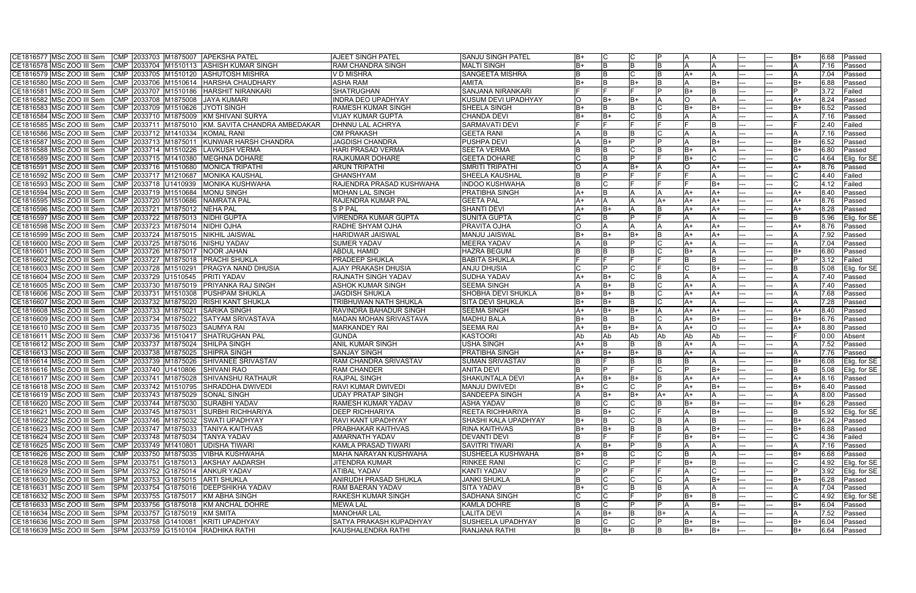| | | | | | | | | | | | | | | | | | | | |
|---|---|---|---|---|---|---|---|---|---|---|---|---|---|---|---|---|---|---|---|
| CE1816577 | MSc ZOO III Sem | CMP | 2033703 | M1875007 | APEKSHA PATEL | AJEET SINGH PATEL | SANJU SINGH PATEL | B+ | C | C | P | A | A | --- | --- | B+ | 6.68 | Passed |
| CE1816578 | MSc ZOO III Sem | CMP | 2033704 | M1510113 | ASHISH KUMAR SINGH | RAM CHANDRA SINGH | MALTI SINGH | B+ | B | B | B | A | A | --- | --- | A | 7.16 | Passed |
| CE1816579 | MSc ZOO III Sem | CMP | 2033705 | M1510120 | ASHUTOSH MISHRA | V D MISHRA | SANGEETA MISHRA | B | B | C | B | A+ | A | --- | --- | A | 7.04 | Passed |
| CE1816580 | MSc ZOO III Sem | CMP | 2033706 | M1510614 | HARSHA CHAUDHARY | ASHA RAM | AMITA | B+ | B | B+ | B | A | B+ | --- | --- | B+ | 6.88 | Passed |
| CE1816581 | MSc ZOO III Sem | CMP | 2033707 | M1510186 | HARSHIT NIRANKARI | SHATRUGHAN | SANJANA NIRANKARI | F | F | F | P | B+ | B | --- | --- | P | 3.72 | Failed |
| CE1816582 | MSc ZOO III Sem | CMP | 2033708 | M1875008 | JAYA KUMARI | INDRA DEO UPADHYAY | KUSUM DEVI UPADHYAY | O | B+ | B+ | A | O | A | --- | --- | A+ | 8.24 | Passed |
| CE1816583 | MSc ZOO III Sem | CMP | 2033709 | M1510626 | JYOTI SINGH | RAMESH KUMAR SINGH | SHEELA SINGH | B+ | B | B | C | B+ | B+ | --- | --- | B+ | 6.52 | Passed |
| CE1816584 | MSc ZOO III Sem | CMP | 2033710 | M1875009 | KM SHIVANI SURYA | VIJAY KUMAR GUPTA | CHANDA DEVI | B+ | B+ | C | B | A | A | --- | --- | A | 7.16 | Passed |
| CE1816585 | MSc ZOO III Sem | CMP | 2033711 | M1875010 | KM. SAVITA CHANDRA AMBEDAKAR | DHNNU LAL ACHRYA | SARMAVATI DEVI | F | F | F | F | F | B | --- | --- | F | 2.40 | Failed |
| CE1816586 | MSc ZOO III Sem | CMP | 2033712 | M1410334 | KOMAL RANI | OM PRAKASH | GEETA RANI | A | B | B | C | A | A | --- | --- | A | 7.16 | Passed |
| CE1816587 | MSc ZOO III Sem | CMP | 2033713 | M1875011 | KUNWAR HARSH CHANDRA | JAGDISH CHANDRA | PUSHPA DEVI | A | B+ | P | P | A | B+ | --- | --- | B+ | 6.52 | Passed |
| CE1816588 | MSc ZOO III Sem | CMP | 2033714 | M1510226 | LAVKUSH VERMA | HARI PRASAD VERMA | SEETA VERMA | B | B | C | B | B+ | A | --- | --- | B+ | 6.80 | Passed |
| CE1816589 | MSc ZOO III Sem | CMP | 2033715 | M1410380 | MEGHNA DOHARE | RAJKUMAR DOHARE | GEETA DOHARE | C | B | P | F | B+ | C | --- | --- | C | 4.64 | Elig. for SE |
| CE1816591 | MSc ZOO III Sem | CMP | 2033716 | M1510680 | MONICA TRIPATHI | ARUN TRIPATHI | SMRITI TRIPATHI | O | A | B+ | A | O | A+ | --- | --- | A+ | 8.76 | Passed |
| CE1816592 | MSc ZOO III Sem | CMP | 2033717 | M1210687 | MONIKA KAUSHAL | GHANSHYAM | SHEELA KAUSHAL | B | P | F | F | F | A | --- | --- | C | 4.40 | Failed |
| CE1816593 | MSc ZOO III Sem | CMP | 2033718 | U1410939 | MONIKA KUSHWAHA | RAJENDRA PRASAD KUSHWAHA | INDOO KUSHWAHA | B | C | F | F | F | B+ | --- | --- | C | 4.12 | Failed |
| CE1816594 | MSc ZOO III Sem | CMP | 2033719 | M1510684 | MONU SINGH | MOHAN LAL SINGH | PRATIBHA SINGH | A+ | B | A | A | A+ | A+ | --- | --- | A+ | 8.40 | Passed |
| CE1816595 | MSc ZOO III Sem | CMP | 2033720 | M1510686 | NAMRATA PAL | RAJENDRA KUMAR PAL | GEETA PAL | A+ | A | A | A+ | A+ | A+ | --- | --- | A+ | 8.76 | Passed |
| CE1816596 | MSc ZOO III Sem | CMP | 2033721 | M1875012 | NEHA PAL | S P PAL | SHANTI DEVI | A+ | B+ | A | B | A+ | A+ | --- | --- | A+ | 8.28 | Passed |
| CE1816597 | MSc ZOO III Sem | CMP | 2033722 | M1875013 | NIDHI GUPTA | VIRENDRA KUMAR GUPTA | SUNITA GUPTA | C | B | P | F | A | A | --- | --- | B | 5.96 | Elig. for SE |
| CE1816598 | MSc ZOO III Sem | CMP | 2033723 | M1875014 | NIDHI OJHA | RADHE SHYAM OJHA | PRAVITA OJHA | O | A | A | A | A+ | A+ | --- | --- | A+ | 8.76 | Passed |
| CE1816599 | MSc ZOO III Sem | CMP | 2033724 | M1875015 | NIKHIL JAISWAL | HARIDWAR JAISWAL | MANJU JAISWAL | B+ | B+ | B+ | B | A+ | A+ | --- | --- | A | 7.92 | Passed |
| CE1816600 | MSc ZOO III Sem | CMP | 2033725 | M1875016 | NISHU YADAV | SUMER YADAV | MEERA YADAV | A | B | P | C | A+ | A | --- | --- | A | 7.04 | Passed |
| CE1816601 | MSc ZOO III Sem | CMP | 2033726 | M1875017 | NOOR JAHAN | ABDUL HAMID | HAZRA BEGUM | B | B | B | C | B+ | A | --- | --- | B+ | 6.80 | Passed |
| CE1816602 | MSc ZOO III Sem | CMP | 2033727 | M1875018 | PRACHI SHUKLA | PRADEEP SHUKLA | BABITA SHUKLA | F | F | F | F | B | B | --- | --- | P | 3.12 | Failed |
| CE1816603 | MSc ZOO III Sem | CMP | 2033728 | M1510291 | PRAGYA NAND DHUSIA | AJAY PRAKASH DHUSIA | ANJU DHUSIA | C | P | C | F | C | B+ | --- | --- | B | 5.08 | Elig. for SE |
| CE1816604 | MSc ZOO III Sem | CMP | 2033729 | U1510545 | PRITI YADAV | RAJNATH SINGH YADAV | SUDHA YADAV | A+ | B+ | C | B | A | A | --- | --- | A | 7.40 | Passed |
| CE1816605 | MSc ZOO III Sem | CMP | 2033730 | M1875019 | PRIYANKA RAJ SINGH | ASHOK KUMAR SINGH | SEEMA SINGH | A | B+ | B | C | A+ | A | --- | --- | A | 7.40 | Passed |
| CE1816606 | MSc ZOO III Sem | CMP | 2033731 | M1510308 | PUSHPAM SHUKLA | JAGDISH SHUKLA | SHOBHA DEVI SHUKLA | B+ | B+ | B | C | A+ | A+ | --- | --- | A | 7.68 | Passed |
| CE1816607 | MSc ZOO III Sem | CMP | 2033732 | M1875020 | RISHI KANT SHUKLA | TRIBHUWAN NATH SHUKLA | SITA DEVI SHUKLA | B+ | B+ | B | C | A+ | A | --- | --- | A | 7.28 | Passed |
| CE1816608 | MSc ZOO III Sem | CMP | 2033733 | M1875021 | SARIKA SINGH | RAVINDRA BAHADUR SINGH | SEEMA SINGH | A+ | B+ | B+ | A | A+ | A+ | --- | --- | A+ | 8.40 | Passed |
| CE1816609 | MSc ZOO III Sem | CMP | 2033734 | M1875022 | SATYAM SRIVASTAVA | MADAN MOHAN SRIVASTAVA | MADHU BALA | B+ | B | B | C | A+ | B+ | --- | --- | B+ | 6.76 | Passed |
| CE1816610 | MSc ZOO III Sem | CMP | 2033735 | M1875023 | SAUMYA RAI | MARKANDEY RAI | SEEMA RAI | A+ | B+ | B+ | A | A+ | O | --- | --- | A+ | 8.80 | Passed |
| CE1816611 | MSc ZOO III Sem | CMP | 2033736 | M1510417 | SHATRUGHAN PAL | GUNDA | KASTOORI | Ab | Ab | Ab | Ab | Ab | Ab | --- | --- | F | 0.00 | Absent |
| CE1816612 | MSc ZOO III Sem | CMP | 2033737 | M1875024 | SHILPA SINGH | ANIL KUMAR SINGH | USHA SINGH | A+ | B | B | B | A+ | A | --- | --- | A | 7.52 | Passed |
| CE1816613 | MSc ZOO III Sem | CMP | 2033738 | M1875025 | SHIPRA SINGH | SANJAY SINGH | PRATIBHA SINGH | A+ | B+ | B+ | B | A+ | A | --- | --- | A | 7.76 | Passed |
| CE1816614 | MSc ZOO III Sem | CMP | 2033739 | M1875026 | SHIVANEE SRIVASTAV | RAM CHANDRA SRIVASTAV | SUMAN SRIVASTAV | B | F | B | B | B | A | --- | --- | B+ | 6.08 | Elig. for SE |
| CE1816616 | MSc ZOO III Sem | CMP | 2033740 | U1410806 | SHIVANI RAO | RAM CHANDER | ANITA DEVI | B | P | F | C | P | B+ | --- | --- | B | 5.08 | Elig. for SE |
| CE1816617 | MSc ZOO III Sem | CMP | 2033741 | M1875028 | SHIVANSHU RATHAUR | RAJPAL SINGH | SHAKUNTALA DEVI | A+ | B+ | B+ | B | A+ | A+ | --- | --- | A+ | 8.16 | Passed |
| CE1816618 | MSc ZOO III Sem | CMP | 2033742 | M1510795 | SHRADDHA DWIVEDI | RAVI KUMAR DWIVEDI | MANJU DWIVEDI | B+ | C | C | P | A+ | B+ | --- | --- | B+ | 6.40 | Passed |
| CE1816619 | MSc ZOO III Sem | CMP | 2033743 | M1875029 | SONAL SINGH | UDAY PRATAP SINGH | SANDEEPA SINGH | A | B+ | B+ | A+ | A+ | A | --- | --- | A | 8.00 | Passed |
| CE1816620 | MSc ZOO III Sem | CMP | 2033744 | M1875030 | SURABHI YADAV | RAMESH KUMAR YADAV | ASHA YADAV | B | C | C | B | B+ | B+ | --- | --- | B+ | 6.28 | Passed |
| CE1816621 | MSc ZOO III Sem | CMP | 2033745 | M1875031 | SURBHI RICHHARIYA | DEEP RICHHARIYA | REETA RICHHARIYA | B | B+ | C | F | A | B+ | --- | --- | B | 5.92 | Elig. for SE |
| CE1816622 | MSc ZOO III Sem | CMP | 2033746 | M1875032 | SWATI UPADHYAY | RAVI KANT UPADHYAY | SHASHI KALA UPADHYAY | B+ | B | C | B | A | B | --- | --- | B+ | 6.24 | Passed |
| CE1816623 | MSc ZOO III Sem | CMP | 2033747 | M1875033 | TANIYA KAITHVAS | PRABHAKAR KAITHVAS | RINA KAITHVAS | B+ | B+ | B | B | A | B+ | --- | --- | B+ | 6.88 | Passed |
| CE1816624 | MSc ZOO III Sem | CMP | 2033748 | M1875034 | TANYA YADAV | AMARNATH YADAV | DEVANTI DEVI | B | F | F | F | B+ | B+ | --- | --- | C | 4.36 | Failed |
| CE1816625 | MSc ZOO III Sem | CMP | 2033749 | M1410801 | UDISHA TIWARI | KAMLA PRASAD TIWARI | SAVITRI TIWARI | A | B+ | P | B | A | A | --- | --- | A | 7.16 | Passed |
| CE1816626 | MSc ZOO III Sem | CMP | 2033750 | M1875035 | VIBHA KUSHWAHA | MAHA NARAYAN KUSHWAHA | SUSHEELA KUSHWAHA | B+ | B | C | C | B | A | --- | --- | B+ | 6.68 | Passed |
| CE1816628 | MSc ZOO III Sem | SPM | 2033751 | G1875013 | AKSHAY AADARSH | JITENDRA KUMAR | RINKEE RANI | C | C | P | F | B+ | B | --- | --- | C | 4.92 | Elig. for SE |
| CE1816629 | MSc ZOO III Sem | SPM | 2033752 | G1875014 | ANKUR YADAV | ATIBAL YADAV | KANTI YADAV | P | P | F | F | A | C | --- | --- | P | 3.92 | Elig. for SE |
| CE1816630 | MSc ZOO III Sem | SPM | 2033753 | G1875015 | ARTI SHUKLA | ANIRUDH PRASAD SHUKLA | JANKI SHUKLA | B | C | C | C | A | B+ | --- | --- | B+ | 6.28 | Passed |
| CE1816631 | MSc ZOO III Sem | SPM | 2033754 | G1875016 | DEEPSHIKHA YADAV | RAM BAERAN YADAV | SITA YADAV | B+ | C | B | B | A | A | --- | --- | A | 7.04 | Passed |
| CE1816632 | MSc ZOO III Sem | SPM | 2033755 | G1875017 | KM ABHA SINGH | RAKESH KUMAR SINGH | SADHANA SINGH | C | C | F | P | B+ | B | --- | --- | C | 4.92 | Elig. for SE |
| CE1816633 | MSc ZOO III Sem | SPM | 2033756 | G1875018 | KM ANCHAL DOHRE | MEWA LAL | KAMLA DOHRE | B | C | P | P | A | B+ | --- | --- | B+ | 6.04 | Passed |
| CE1816634 | MSc ZOO III Sem | SPM | 2033757 | G1875019 | KM SMITA | MANOHAR LAL | LALITA DEVI | A | B+ | B | B+ | A | A | --- | --- | A | 7.52 | Passed |
| CE1816636 | MSc ZOO III Sem | SPM | 2033758 | G1410081 | KRITI UPADHYAY | SATYA PRAKASH KUPADHYAY | SUSHEELA UPADHYAY | B | C | C | P | B+ | B+ | --- | --- | B+ | 6.04 | Passed |
| CE1816639 | MSc ZOO III Sem | SPM | 2033759 | G1510104 | RADHIKA RATHI | KAUSHALENDRA RATHI | RANJANA RATHI | B | B+ | B | B | B+ | B+ | --- | --- | B+ | 6.64 | Passed |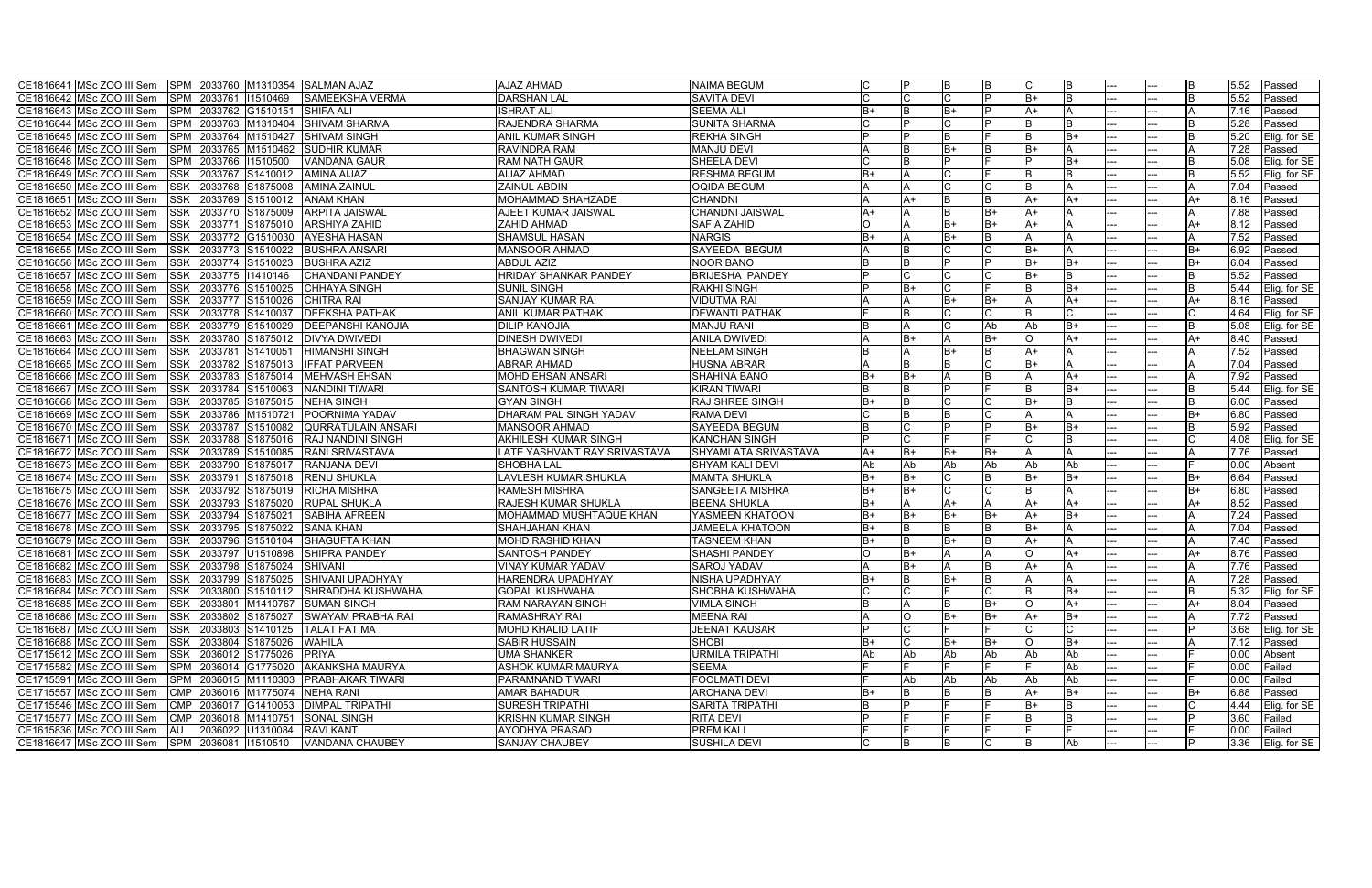| | | | | | | | | | | | | | | | | | | | | |
|---|---|---|---|---|---|---|---|---|---|---|---|---|---|---|---|---|---|---|---|---|
| CE1816641 | MSc ZOO III Sem | SPM | 2033760 | M1310354 | SALMAN AJAZ | AJAZ AHMAD | NAIMA BEGUM | C | P | B | B | C | B | --- | --- | B | 5.52 | Passed |
| CE1816642 | MSc ZOO III Sem | SPM | 2033761 | I1510469 | SAMEEKSHA VERMA | DARSHAN LAL | SAVITA DEVI | C | C | C | P | B+ | B | --- | --- | B | 5.52 | Passed |
| CE1816643 | MSc ZOO III Sem | SPM | 2033762 | G1510151 | SHIFA ALI | ISHRAT ALI | SEEMA ALI | B+ | B | B+ | P | A+ | A | --- | --- | A | 7.16 | Passed |
| CE1816644 | MSc ZOO III Sem | SPM | 2033763 | M1310404 | SHIVAM SHARMA | RAJENDRA SHARMA | SUNITA SHARMA | C | P | C | P | B | B | --- | --- | B | 5.28 | Passed |
| CE1816645 | MSc ZOO III Sem | SPM | 2033764 | M1510427 | SHIVAM SINGH | ANIL KUMAR SINGH | REKHA SINGH | P | P | B | F | B | B+ | --- | --- | B | 5.20 | Elig. for SE |
| CE1816646 | MSc ZOO III Sem | SPM | 2033765 | M1510462 | SUDHIR KUMAR | RAVINDRA RAM | MANJU DEVI | A | B | B+ | B | B+ | A | --- | --- | A | 7.28 | Passed |
| CE1816648 | MSc ZOO III Sem | SPM | 2033766 | I1510500 | VANDANA GAUR | RAM NATH GAUR | SHEELA DEVI | C | B | P | F | P | B+ | --- | --- | B | 5.08 | Elig. for SE |
| CE1816649 | MSc ZOO III Sem | SSK | 2033767 | S1410012 | AMINA AIJAZ | AIJAZ AHMAD | RESHMA BEGUM | B+ | A | C | F | B | B | --- | --- | B | 5.52 | Elig. for SE |
| CE1816650 | MSc ZOO III Sem | SSK | 2033768 | S1875008 | AMINA ZAINUL | ZAINUL ABDIN | OQIDA BEGUM | A | A | C | C | B | A | --- | --- | A | 7.04 | Passed |
| CE1816651 | MSc ZOO III Sem | SSK | 2033769 | S1510012 | ANAM KHAN | MOHAMMAD SHAHZADE | CHANDNI | A | A+ | B | B | A+ | A+ | --- | --- | A+ | 8.16 | Passed |
| CE1816652 | MSc ZOO III Sem | SSK | 2033770 | S1875009 | ARPITA JAISWAL | AJEET KUMAR JAISWAL | CHANDNI JAISWAL | A+ | A | B | B+ | A+ | A | --- | --- | A | 7.88 | Passed |
| CE1816653 | MSc ZOO III Sem | SSK | 2033771 | S1875010 | ARSHIYA ZAHID | ZAHID AHMAD | SAFIA ZAHID | O | A | B+ | B+ | A+ | A | --- | --- | A+ | 8.12 | Passed |
| CE1816654 | MSc ZOO III Sem | SSK | 2033772 | G1510030 | AYESHA HASAN | SHAMSUL HASAN | NARGIS | B+ | A | B+ | B | A | A | --- | --- | A | 7.52 | Passed |
| CE1816655 | MSc ZOO III Sem | SSK | 2033773 | S1510022 | BUSHRA ANSARI | MANSOOR AHMAD | SAYEEDA BEGUM | A | B | C | C | B+ | A | --- | --- | B+ | 6.92 | Passed |
| CE1816656 | MSc ZOO III Sem | SSK | 2033774 | S1510023 | BUSHRA AZIZ | ABDUL AZIZ | NOOR BANO | B | B | P | P | B+ | B+ | --- | --- | B+ | 6.04 | Passed |
| CE1816657 | MSc ZOO III Sem | SSK | 2033775 | I1410146 | CHANDANI PANDEY | HRIDAY SHANKAR PANDEY | BRIJESHA PANDEY | P | C | C | C | B+ | B | --- | --- | B | 5.52 | Passed |
| CE1816658 | MSc ZOO III Sem | SSK | 2033776 | S1510025 | CHHAYA SINGH | SUNIL SINGH | RAKHI SINGH | P | B+ | C | F | B | B+ | --- | --- | B | 5.44 | Elig. for SE |
| CE1816659 | MSc ZOO III Sem | SSK | 2033777 | S1510026 | CHITRA RAI | SANJAY KUMAR RAI | VIDUTMA RAI | A | A | B+ | B+ | A | A+ | --- | --- | A+ | 8.16 | Passed |
| CE1816660 | MSc ZOO III Sem | SSK | 2033778 | S1410037 | DEEKSHA PATHAK | ANIL KUMAR PATHAK | DEWANTI PATHAK | F | B | C | C | B | C | --- | --- | C | 4.64 | Elig. for SE |
| CE1816661 | MSc ZOO III Sem | SSK | 2033779 | S1510029 | DEEPANSHI KANOJIA | DILIP KANOJIA | MANJU RANI | B | A | C | Ab | Ab | B+ | --- | --- | B | 5.08 | Elig. for SE |
| CE1816663 | MSc ZOO III Sem | SSK | 2033780 | S1875012 | DIVYA DWIVEDI | DINESH DWIVEDI | ANILA DWIVEDI | A | B+ | A | B+ | O | A+ | --- | --- | A+ | 8.40 | Passed |
| CE1816664 | MSc ZOO III Sem | SSK | 2033781 | S1410051 | HIMANSHI SINGH | BHAGWAN SINGH | NEELAM SINGH | B | A | B+ | B | A+ | A | --- | --- | A | 7.52 | Passed |
| CE1816665 | MSc ZOO III Sem | SSK | 2033782 | S1875013 | IFFAT PARVEEN | ABRAR AHMAD | HUSNA ABRAR | A | B | B | C | B+ | A | --- | --- | A | 7.04 | Passed |
| CE1816666 | MSc ZOO III Sem | SSK | 2033783 | S1875014 | MEHVASH EHSAN | MOHD EHSAN ANSARI | SHAHINA BANO | B+ | B+ | A | B | A | A+ | --- | --- | A | 7.92 | Passed |
| CE1816667 | MSc ZOO III Sem | SSK | 2033784 | S1510063 | NANDINI TIWARI | SANTOSH KUMAR TIWARI | KIRAN TIWARI | B | B | P | F | B | B+ | --- | --- | B | 5.44 | Elig. for SE |
| CE1816668 | MSc ZOO III Sem | SSK | 2033785 | S1875015 | NEHA SINGH | GYAN SINGH | RAJ SHREE SINGH | B+ | B | C | C | B+ | B | --- | --- | B | 6.00 | Passed |
| CE1816669 | MSc ZOO III Sem | SSK | 2033786 | M1510721 | POORNIMA YADAV | DHARAM PAL SINGH YADAV | RAMA DEVI | C | B | B | C | A | A | --- | --- | B+ | 6.80 | Passed |
| CE1816670 | MSc ZOO III Sem | SSK | 2033787 | S1510082 | QURRATULAIN ANSARI | MANSOOR AHMAD | SAYEEDA BEGUM | B | C | P | P | B+ | B+ | --- | --- | B | 5.92 | Passed |
| CE1816671 | MSc ZOO III Sem | SSK | 2033788 | S1875016 | RAJ NANDINI SINGH | AKHILESH KUMAR SINGH | KANCHAN SINGH | P | C | F | F | C | B | --- | --- | C | 4.08 | Elig. for SE |
| CE1816672 | MSc ZOO III Sem | SSK | 2033789 | S1510085 | RANI SRIVASTAVA | LATE YASHVANT RAY SRIVASTAVA | SHYAMLATA SRIVASTAVA | A+ | B+ | B+ | B+ | A | A | --- | --- | A | 7.76 | Passed |
| CE1816673 | MSc ZOO III Sem | SSK | 2033790 | S1875017 | RANJANA DEVI | SHOBHA LAL | SHYAM KALI DEVI | Ab | Ab | Ab | Ab | Ab | Ab | --- | --- | F | 0.00 | Absent |
| CE1816674 | MSc ZOO III Sem | SSK | 2033791 | S1875018 | RENU SHUKLA | LAVLESH KUMAR SHUKLA | MAMTA SHUKLA | B+ | B+ | C | B | B+ | B+ | --- | --- | B+ | 6.64 | Passed |
| CE1816675 | MSc ZOO III Sem | SSK | 2033792 | S1875019 | RICHA MISHRA | RAMESH MISHRA | SANGEETA MISHRA | B+ | B+ | C | C | B | A | --- | --- | B+ | 6.80 | Passed |
| CE1816676 | MSc ZOO III Sem | SSK | 2033793 | S1875020 | RUPAL SHUKLA | RAJESH KUMAR SHUKLA | BEENA SHUKLA | B+ | A | A+ | A | A+ | A+ | --- | --- | A+ | 8.52 | Passed |
| CE1816677 | MSc ZOO III Sem | SSK | 2033794 | S1875021 | SABIHA AFREEN | MOHAMMAD MUSHTAQUE KHAN | YASMEEN KHATOON | B+ | B+ | B+ | B+ | A+ | B+ | --- | --- | A | 7.24 | Passed |
| CE1816678 | MSc ZOO III Sem | SSK | 2033795 | S1875022 | SANA KHAN | SHAHJAHAN KHAN | JAMEELA KHATOON | B+ | B | B | B | B+ | A | --- | --- | A | 7.04 | Passed |
| CE1816679 | MSc ZOO III Sem | SSK | 2033796 | S1510104 | SHAGUFTA KHAN | MOHD RASHID KHAN | TASNEEM KHAN | B+ | B | B+ | B | A+ | A | --- | --- | A | 7.40 | Passed |
| CE1816681 | MSc ZOO III Sem | SSK | 2033797 | U1510898 | SHIPRA PANDEY | SANTOSH PANDEY | SHASHI PANDEY | O | B+ | A | A | O | A+ | --- | --- | A+ | 8.76 | Passed |
| CE1816682 | MSc ZOO III Sem | SSK | 2033798 | S1875024 | SHIVANI | VINAY KUMAR YADAV | SAROJ YADAV | A | B+ | A | B | A+ | A | --- | --- | A | 7.76 | Passed |
| CE1816683 | MSc ZOO III Sem | SSK | 2033799 | S1875025 | SHIVANI UPADHYAY | HARENDRA UPADHYAY | NISHA UPADHYAY | B+ | B | B+ | B | A | A | --- | --- | A | 7.28 | Passed |
| CE1816684 | MSc ZOO III Sem | SSK | 2033800 | S1510112 | SHRADDHA KUSHWAHA | GOPAL KUSHWAHA | SHOBHA KUSHWAHA | C | C | F | C | B | B+ | --- | --- | B | 5.32 | Elig. for SE |
| CE1816685 | MSc ZOO III Sem | SSK | 2033801 | M1410767 | SUMAN SINGH | RAM NARAYAN SINGH | VIMLA SINGH | B | A | B | B+ | O | A+ | --- | --- | A+ | 8.04 | Passed |
| CE1816686 | MSc ZOO III Sem | SSK | 2033802 | S1875027 | SWAYAM PRABHA RAI | RAMASHRAY RAI | MEENA RAI | A | O | B+ | B+ | A+ | B+ | --- | --- | A | 7.72 | Passed |
| CE1816687 | MSc ZOO III Sem | SSK | 2033803 | S1410125 | TALAT FATIMA | MOHD KHALID LATIF | JEENAT KAUSAR | P | C | F | F | C | C | --- | --- | P | 3.68 | Elig. for SE |
| CE1816688 | MSc ZOO III Sem | SSK | 2033804 | S1875026 | WAHILA | SABIR HUSSAIN | SHOBI | B+ | C | B+ | B+ | O | B+ | --- | --- | A | 7.12 | Passed |
| CE1715612 | MSc ZOO III Sem | SSK | 2036012 | S1775026 | PRIYA | UMA SHANKER | URMILA TRIPATHI | Ab | Ab | Ab | Ab | Ab | Ab | --- | --- | F | 0.00 | Absent |
| CE1715582 | MSc ZOO III Sem | SPM | 2036014 | G1775020 | AKANKSHA MAURYA | ASHOK KUMAR MAURYA | SEEMA | F | F | F | F | F | Ab | --- | --- | F | 0.00 | Failed |
| CE1715591 | MSc ZOO III Sem | SPM | 2036015 | M1110303 | PRABHAKAR TIWARI | PARAMNAND TIWARI | FOOLMATI DEVI | F | Ab | Ab | Ab | Ab | Ab | --- | --- | F | 0.00 | Failed |
| CE1715557 | MSc ZOO III Sem | CMP | 2036016 | M1775074 | NEHA RANI | AMAR BAHADUR | ARCHANA DEVI | B+ | B | B | B | A+ | B+ | --- | --- | B+ | 6.88 | Passed |
| CE1715546 | MSc ZOO III Sem | CMP | 2036017 | G1410053 | DIMPAL TRIPATHI | SURESH TRIPATHI | SARITA TRIPATHI | B | P | F | F | B+ | B | --- | --- | C | 4.44 | Elig. for SE |
| CE1715577 | MSc ZOO III Sem | CMP | 2036018 | M1410751 | SONAL SINGH | KRISHN KUMAR SINGH | RITA DEVI | P | F | F | F | B | B | --- | --- | P | 3.60 | Failed |
| CE1615836 | MSc ZOO III Sem | AU | 2036022 | U1310084 | RAVI KANT | AYODHYA PRASAD | PREM KALI | F | F | F | F | F | F | --- | --- | F | 0.00 | Failed |
| CE1816647 | MSc ZOO III Sem | SPM | 2036081 | I1510510 | VANDANA CHAUBEY | SANJAY CHAUBEY | SUSHILA DEVI | C | B | B | C | B | Ab | --- | --- | P | 3.36 | Elig. for SE |